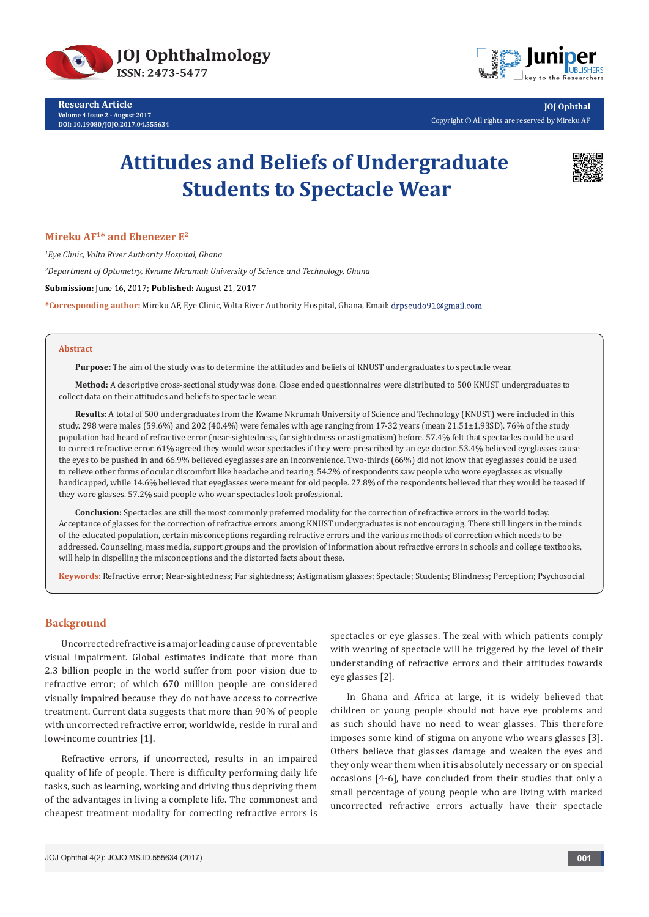# Attitudes and Beliefs of Undergraduate Students to Spectacle Wear

**Mireku AF[1]* and Ebenezer E[2]**

[1]*Eye Clinic, Volta River Authority Hospital, Ghana*

[2]*Department of Optometry, Kwame Nkrumah University of Science and Technology, Ghana*

**Submission:** June 16, 2017; **Published:** August 21, 2017

***Corresponding author:** Mireku AF, Eye Clinic, Volta River Authority Hospital, Ghana, Email: drpseudo91@gmail.com

## Abstract

**Purpose:** The aim of the study was to determine the attitudes and beliefs of KNUST undergraduates to spectacle wear.

**Method:** A descriptive cross-sectional study was done. Close ended questionnaires were distributed to 500 KNUST undergraduates to collect data on their attitudes and beliefs to spectacle wear.

**Results:** A total of 500 undergraduates from the Kwame Nkrumah University of Science and Technology (KNUST) were included in this study. 298 were males (59.6%) and 202 (40.4%) were females with age ranging from 17-32 years (mean 21.51±1.93SD). 76% of the study population had heard of refractive error (near-sightedness, far sightedness or astigmatism) before. 57.4% felt that spectacles could be used to correct refractive error. 61% agreed they would wear spectacles if they were prescribed by an eye doctor. 53.4% believed eyeglasses cause the eyes to be pushed in and 66.9% believed eyeglasses are an inconvenience. Two-thirds (66%) did not know that eyeglasses could be used to relieve other forms of ocular discomfort like headache and tearing. 54.2% of respondents saw people who wore eyeglasses as visually handicapped, while 14.6% believed that eyeglasses were meant for old people. 27.8% of the respondents believed that they would be teased if they wore glasses. 57.2% said people who wear spectacles look professional.

**Conclusion:** Spectacles are still the most commonly preferred modality for the correction of refractive errors in the world today. Acceptance of glasses for the correction of refractive errors among KNUST undergraduates is not encouraging. There still lingers in the minds of the educated population, certain misconceptions regarding refractive errors and the various methods of correction which needs to be addressed. Counseling, mass media, support groups and the provision of information about refractive errors in schools and college textbooks, will help in dispelling the misconceptions and the distorted facts about these.

**Keywords:** Refractive error; Near-sightedness; Far sightedness; Astigmatism glasses; Spectacle; Students; Blindness; Perception; Psychosocial

## Background

Uncorrected refractive is a major leading cause of preventable visual impairment. Global estimates indicate that more than 2.3 billion people in the world suffer from poor vision due to refractive error; of which 670 million people are considered visually impaired because they do not have access to corrective treatment. Current data suggests that more than 90% of people with uncorrected refractive error, worldwide, reside in rural and low-income countries [1].

Refractive errors, if uncorrected, results in an impaired quality of life of people. There is difficulty performing daily life tasks, such as learning, working and driving thus depriving them of the advantages in living a complete life. The commonest and cheapest treatment modality for correcting refractive errors is spectacles or eye glasses. The zeal with which patients comply with wearing of spectacle will be triggered by the level of their understanding of refractive errors and their attitudes towards eye glasses [2].

In Ghana and Africa at large, it is widely believed that children or young people should not have eye problems and as such should have no need to wear glasses. This therefore imposes some kind of stigma on anyone who wears glasses [3]. Others believe that glasses damage and weaken the eyes and they only wear them when it is absolutely necessary or on special occasions [4-6], have concluded from their studies that only a small percentage of young people who are living with marked uncorrected refractive errors actually have their spectacle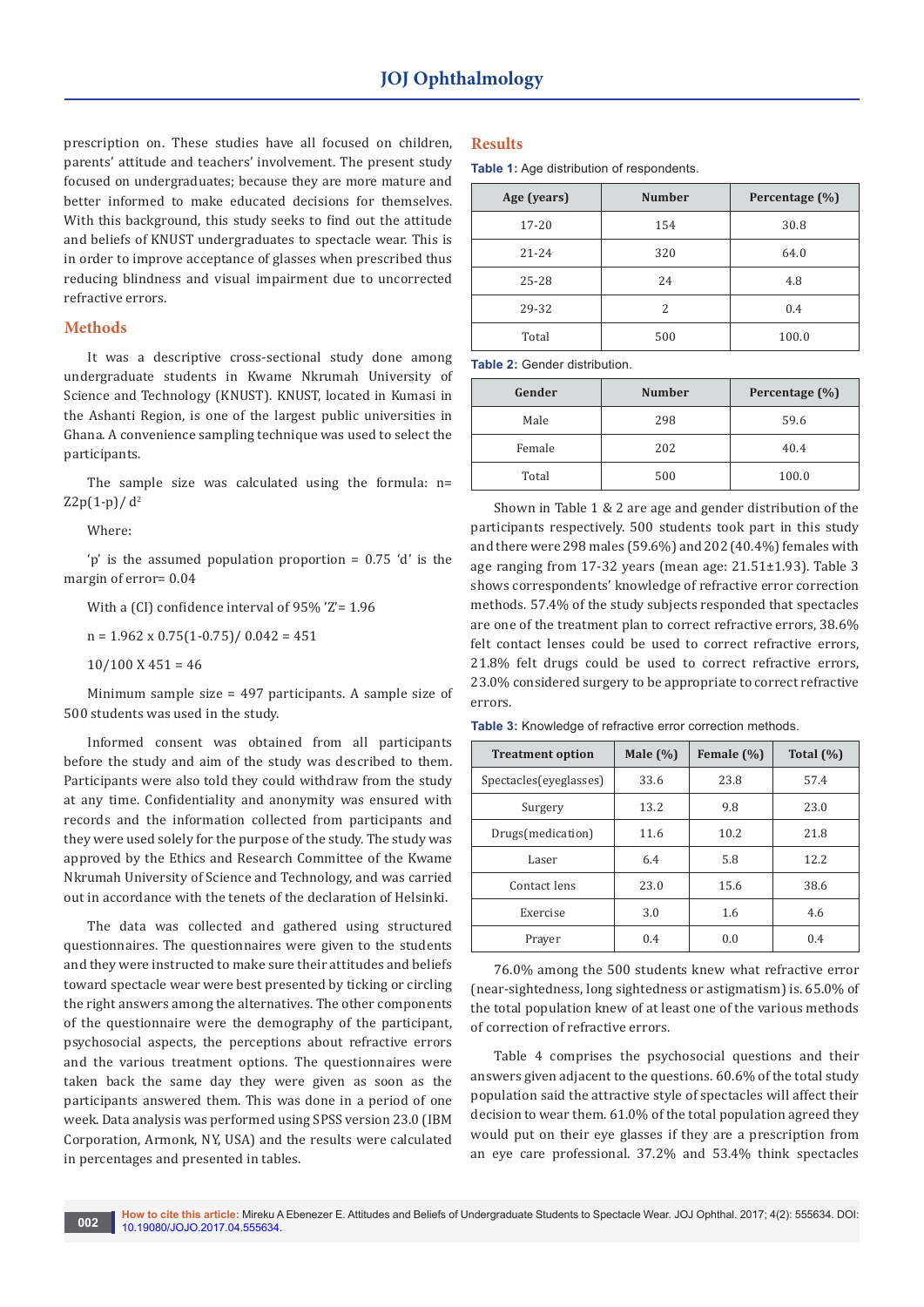prescription on. These studies have all focused on children, parents' attitude and teachers' involvement. The present study focused on undergraduates; because they are more mature and better informed to make educated decisions for themselves. With this background, this study seeks to find out the attitude and beliefs of KNUST undergraduates to spectacle wear. This is in order to improve acceptance of glasses when prescribed thus reducing blindness and visual impairment due to uncorrected refractive errors.

## Methods

It was a descriptive cross-sectional study done among undergraduate students in Kwame Nkrumah University of Science and Technology (KNUST). KNUST, located in Kumasi in the Ashanti Region, is one of the largest public universities in Ghana. A convenience sampling technique was used to select the participants.

The sample size was calculated using the formula: $n = Z2p(1-p)/d^2$

Where:

'p' is the assumed population proportion = 0.75 'd' is the margin of error= 0.04

With a (CI) confidence interval of 95% 'Z'= 1.96

n = 1.962 x 0.75(1-0.75)/ 0.042 = 451

10/100 X 451 = 46

Minimum sample size = 497 participants. A sample size of 500 students was used in the study.

Informed consent was obtained from all participants before the study and aim of the study was described to them. Participants were also told they could withdraw from the study at any time. Confidentiality and anonymity was ensured with records and the information collected from participants and they were used solely for the purpose of the study. The study was approved by the Ethics and Research Committee of the Kwame Nkrumah University of Science and Technology, and was carried out in accordance with the tenets of the declaration of Helsinki.

The data was collected and gathered using structured questionnaires. The questionnaires were given to the students and they were instructed to make sure their attitudes and beliefs toward spectacle wear were best presented by ticking or circling the right answers among the alternatives. The other components of the questionnaire were the demography of the participant, psychosocial aspects, the perceptions about refractive errors and the various treatment options. The questionnaires were taken back the same day they were given to as soon as the participants answered them. This was done in a period of one week. Data analysis was performed using SPSS version 23.0 (IBM Corporation, Armonk, NY, USA) and the results were calculated in percentages and presented in tables.

## Results

**Table 1:** Age distribution of respondents.

| Age (years) | Number | Percentage (%) |
|---|---|---|
| 17-20 | 154 | 30.8 |
| 21-24 | 320 | 64.0 |
| 25-28 | 24 | 4.8 |
| 29-32 | 2 | 0.4 |
| Total | 500 | 100.0 |

**Table 2:** Gender distribution.

| Gender | Number | Percentage (%) |
|---|---|---|
| Male | 298 | 59.6 |
| Female | 202 | 40.4 |
| Total | 500 | 100.0 |

Shown in Table 1 & 2 are age and gender distribution of the participants respectively. 500 students took part in this study and there were 298 males (59.6%) and 202 (40.4%) females with age ranging from 17-32 years (mean age: 21.51±1.93). Table 3 shows correspondents' knowledge of refractive error correction methods. 57.4% of the study subjects responded that spectacles are one of the treatment plan to correct refractive errors, 38.6% felt contact lenses could be used to correct refractive errors, 21.8% felt drugs could be used to correct refractive errors, 23.0% considered surgery to be appropriate to correct refractive errors.

**Table 3:** Knowledge of refractive error correction methods.

| Treatment option | Male (%) | Female (%) | Total (%) |
|---|---|---|---|
| Spectacles(eyeglasses) | 33.6 | 23.8 | 57.4 |
| Surgery | 13.2 | 9.8 | 23.0 |
| Drugs(medication) | 11.6 | 10.2 | 21.8 |
| Laser | 6.4 | 5.8 | 12.2 |
| Contact lens | 23.0 | 15.6 | 38.6 |
| Exercise | 3.0 | 1.6 | 4.6 |
| Prayer | 0.4 | 0.0 | 0.4 |

76.0% among the 500 students knew what refractive error (near-sightedness, long sightedness or astigmatism) is. 65.0% of the total population knew of at least one of the various methods of correction of refractive errors.

Table 4 comprises the psychosocial questions and their answers given adjacent to the questions. 60.6% of the total study population said the attractive style of spectacles will affect their decision to wear them. 61.0% of the total population agreed they would put on their eye glasses if they are a prescription from an eye care professional. 37.2% and 53.4% think spectacles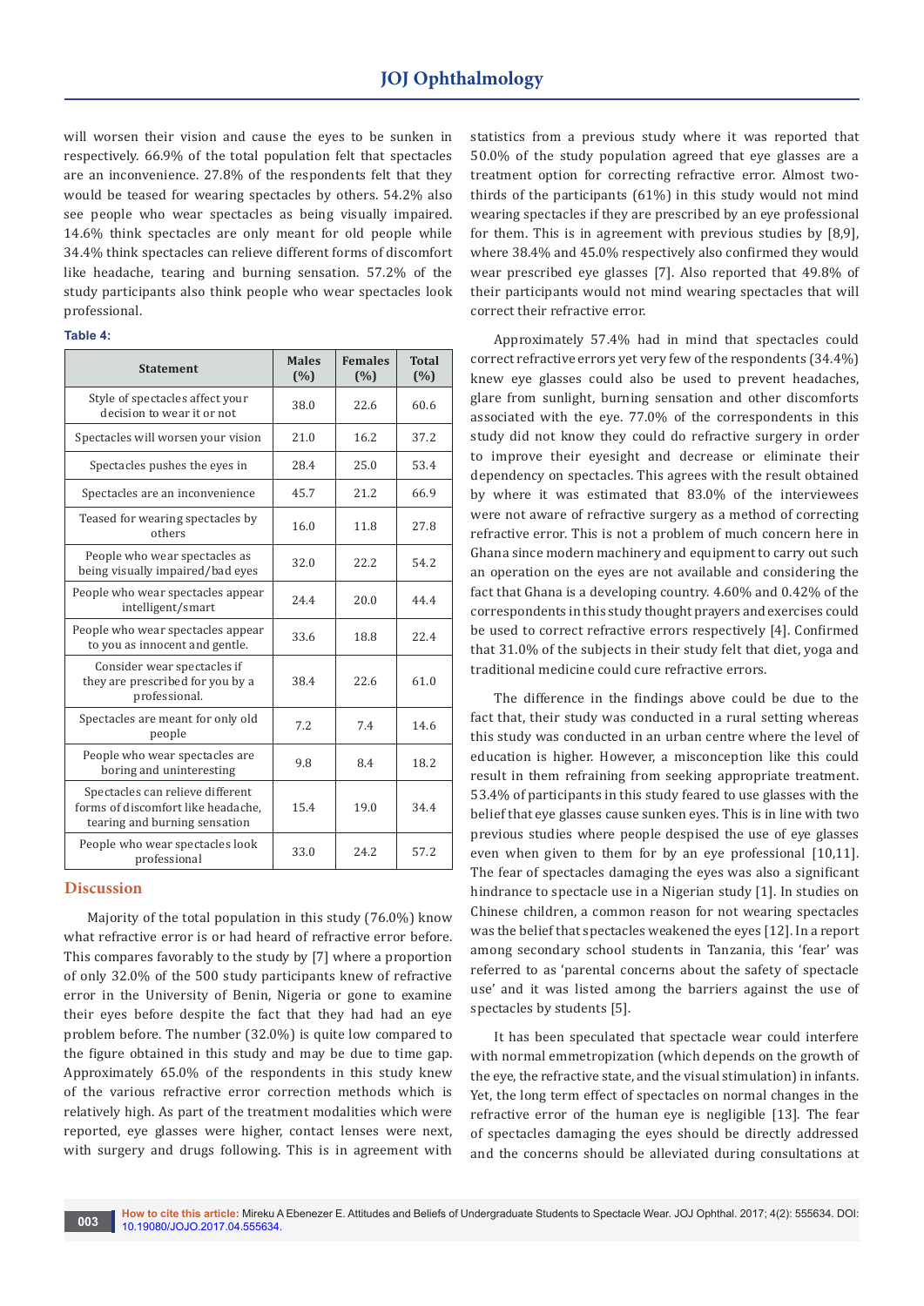will worsen their vision and cause the eyes to be sunken in respectively. 66.9% of the total population felt that spectacles are an inconvenience. 27.8% of the respondents felt that they would be teased for wearing spectacles by others. 54.2% also see people who wear spectacles as being visually impaired. 14.6% think spectacles are only meant for old people while 34.4% think spectacles can relieve different forms of discomfort like headache, tearing and burning sensation. 57.2% of the study participants also think people who wear spectacles look professional.

**Table 4:**

| Statement | Males (%) | Females (%) | Total (%) |
|---|---|---|---|
| Style of spectacles affect your decision to wear it or not | 38.0 | 22.6 | 60.6 |
| Spectacles will worsen your vision | 21.0 | 16.2 | 37.2 |
| Spectacles pushes the eyes in | 28.4 | 25.0 | 53.4 |
| Spectacles are an inconvenience | 45.7 | 21.2 | 66.9 |
| Teased for wearing spectacles by others | 16.0 | 11.8 | 27.8 |
| People who wear spectacles as being visually impaired/bad eyes | 32.0 | 22.2 | 54.2 |
| People who wear spectacles appear intelligent/smart | 24.4 | 20.0 | 44.4 |
| People who wear spectacles appear to you as innocent and gentle. | 33.6 | 18.8 | 22.4 |
| Consider wear spectacles if they are prescribed for you by a professional. | 38.4 | 22.6 | 61.0 |
| Spectacles are meant for only old people | 7.2 | 7.4 | 14.6 |
| People who wear spectacles are boring and uninteresting | 9.8 | 8.4 | 18.2 |
| Spectacles can relieve different forms of discomfort like headache, tearing and burning sensation | 15.4 | 19.0 | 34.4 |
| People who wear spectacles look professional | 33.0 | 24.2 | 57.2 |

## Discussion

Majority of the total population in this study (76.0%) know what refractive error is or had heard of refractive error before. This compares favorably to the study by [7] where a proportion of only 32.0% of the 500 study participants knew of refractive error in the University of Benin, Nigeria or gone to examine their eyes before despite the fact that they had had an eye problem before. The number (32.0%) is quite low compared to the figure obtained in this study and may be due to time gap. Approximately 65.0% of the respondents in this study knew of the various refractive error correction methods which is relatively high. As part of the treatment modalities which were reported, eye glasses were higher, contact lenses were next, with surgery and drugs following. This is in agreement with statistics from a previous study where it was reported that 50.0% of the study population agreed that eye glasses are a treatment option for correcting refractive error. Almost two-thirds of the participants (61%) in this study would not mind wearing spectacles if they are prescribed by an eye professional for them. This is in agreement with previous studies by [8,9], where 38.4% and 45.0% respectively also confirmed they would wear prescribed eye glasses [7]. Also reported that 49.8% of their participants would not mind wearing spectacles that will correct their refractive error.

Approximately 57.4% had in mind that spectacles could correct refractive errors yet very few of the respondents (34.4%) knew eye glasses could also be used to prevent headaches, glare from sunlight, burning sensation and other discomforts associated with the eye. 77.0% of the correspondents in this study did not know they could do refractive surgery in order to improve their eyesight and decrease or eliminate their dependency on spectacles. This agrees with the result obtained by where it was estimated that 83.0% of the interviewees were not aware of refractive surgery as a method of correcting refractive error. This is not a problem of much concern here in Ghana since modern machinery and equipment to carry out such an operation on the eyes are not available and considering the fact that Ghana is a developing country. 4.60% and 0.42% of the correspondents in this study thought prayers and exercises could be used to correct refractive errors respectively [4]. Confirmed that 31.0% of the subjects in their study felt that diet, yoga and traditional medicine could cure refractive errors.

The difference in the findings above could be due to the fact that, their study was conducted in a rural setting whereas this study was conducted in an urban centre where the level of education is higher. However, a misconception like this could result in them refraining from seeking appropriate treatment. 53.4% of participants in this study feared to use glasses with the belief that eye glasses cause sunken eyes. This is in line with two previous studies where people despised the use of eye glasses even when given to them for by an eye professional [10,11]. The fear of spectacles damaging the eyes was also a significant hindrance to spectacle use in a Nigerian study [1]. In studies on Chinese children, a common reason for not wearing spectacles was the belief that spectacles weakened the eyes [12]. In a report among secondary school students in Tanzania, this 'fear' was referred to as 'parental concerns about the safety of spectacle use' and it was listed among the barriers against the use of spectacles by students [5].

It has been speculated that spectacle wear could interfere with normal emmetropization (which depends on the growth of the eye, the refractive state, and the visual stimulation) in infants. Yet, the long term effect of spectacles on normal changes in the refractive error of the human eye is negligible [13]. The fear of spectacles damaging the eyes should be directly addressed and the concerns should be alleviated during consultations at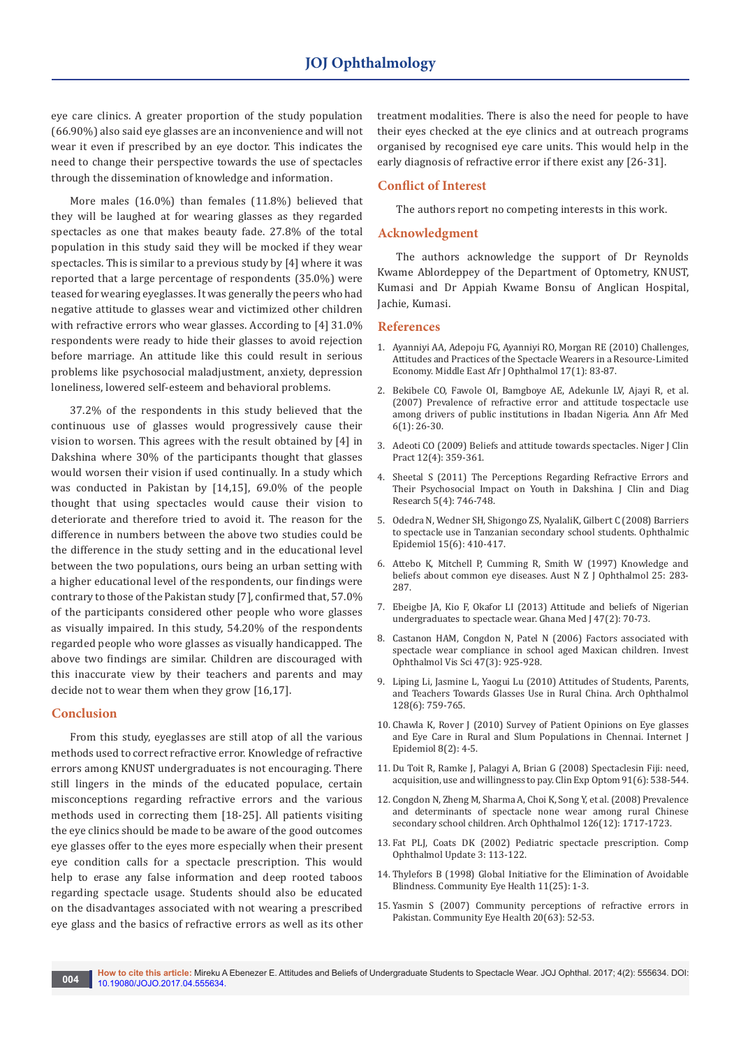eye care clinics. A greater proportion of the study population (66.90%) also said eye glasses are an inconvenience and will not wear it even if prescribed by an eye doctor. This indicates the need to change their perspective towards the use of spectacles through the dissemination of knowledge and information.

More males (16.0%) than females (11.8%) believed that they will be laughed at for wearing glasses as they regarded spectacles as one that makes beauty fade. 27.8% of the total population in this study said they will be mocked if they wear spectacles. This is similar to a previous study by [4] where it was reported that a large percentage of respondents (35.0%) were teased for wearing eyeglasses. It was generally the peers who had negative attitude to glasses wear and victimized other children with refractive errors who wear glasses. According to [4] 31.0% respondents were ready to hide their glasses to avoid rejection before marriage. An attitude like this could result in serious problems like psychosocial maladjustment, anxiety, depression loneliness, lowered self-esteem and behavioral problems.

37.2% of the respondents in this study believed that the continuous use of glasses would progressively cause their vision to worsen. This agrees with the result obtained by [4] in Dakshina where 30% of the participants thought that glasses would worsen their vision if used continually. In a study which was conducted in Pakistan by [14,15], 69.0% of the people thought that using spectacles would cause their vision to deteriorate and therefore tried to avoid it. The reason for the difference in numbers between the above two studies could be the difference in the study setting and in the educational level between the two populations, ours being an urban setting with a higher educational level of the respondents, our findings were contrary to those of the Pakistan study [7], confirmed that, 57.0% of the participants considered other people who wore glasses as visually impaired. In this study, 54.20% of the respondents regarded people who wore glasses as visually handicapped. The above two findings are similar. Children are discouraged with this inaccurate view by their teachers and parents and may decide not to wear them when they grow [16,17].

## Conclusion

From this study, eyeglasses are still atop of all the various methods used to correct refractive error. Knowledge of refractive errors among KNUST undergraduates is not encouraging. There still lingers in the minds of the educated populace, certain misconceptions regarding refractive errors and the various methods used in correcting them [18-25]. All patients visiting the eye clinics should be made to be aware of the good outcomes eye glasses offer to the eyes more especially when their present eye condition calls for a spectacle prescription. This would help to erase any false information and deep rooted taboos regarding spectacle usage. Students should also be educated on the disadvantages associated with not wearing a prescribed eye glass and the basics of refractive errors as well as its other treatment modalities. There is also the need for people to have their eyes checked at the eye clinics and at outreach programs organised by recognised eye care units. This would help in the early diagnosis of refractive error if there exist any [26-31].

## Conflict of Interest

The authors report no competing interests in this work.

## Acknowledgment

The authors acknowledge the support of Dr Reynolds Kwame Ablordeppey of the Department of Optometry, KNUST, Kumasi and Dr Appiah Kwame Bonsu of Anglican Hospital, Jachie, Kumasi.

## References

1. Ayanniyi AA, Adepoju FG, Ayanniyi RO, Morgan RE (2010) Challenges, Attitudes and Practices of the Spectacle Wearers in a Resource-Limited Economy. Middle East Afr J Ophthalmol 17(1): 83-87.
2. Bekibele CO, Fawole OI, Bamgboye AE, Adekunle LV, Ajayi R, et al. (2007) Prevalence of refractive error and attitude tospectacle use among drivers of public institutions in Ibadan Nigeria. Ann Afr Med 6(1): 26-30.
3. Adeoti CO (2009) Beliefs and attitude towards spectacles. Niger J Clin Pract 12(4): 359-361.
4. Sheetal S (2011) The Perceptions Regarding Refractive Errors and Their Psychosocial Impact on Youth in Dakshina. J Clin and Diag Research 5(4): 746-748.
5. Odedra N, Wedner SH, Shigongo ZS, NyalaliK, Gilbert C (2008) Barriers to spectacle use in Tanzanian secondary school students. Ophthalmic Epidemiol 15(6): 410-417.
6. Attebo K, Mitchell P, Cumming R, Smith W (1997) Knowledge and beliefs about common eye diseases. Aust N Z J Ophthalmol 25: 283-287.
7. Ebeigbe JA, Kio F, Okafor LI (2013) Attitude and beliefs of Nigerian undergraduates to spectacle wear. Ghana Med J 47(2): 70-73.
8. Castanon HAM, Congdon N, Patel N (2006) Factors associated with spectacle wear compliance in school aged Maxican children. Invest Ophthalmol Vis Sci 47(3): 925-928.
9. Liping Li, Jasmine L, Yaogui Lu (2010) Attitudes of Students, Parents, and Teachers Towards Glasses Use in Rural China. Arch Ophthalmol 128(6): 759-765.
10. Chawla K, Rover J (2010) Survey of Patient Opinions on Eye glasses and Eye Care in Rural and Slum Populations in Chennai. Internet J Epidemiol 8(2): 4-5.
11. Du Toit R, Ramke J, Palagyi A, Brian G (2008) Spectaclesin Fiji: need, acquisition, use and willingness to pay. Clin Exp Optom 91(6): 538-544.
12. Congdon N, Zheng M, Sharma A, Choi K, Song Y, et al. (2008) Prevalence and determinants of spectacle none wear among rural Chinese secondary school children. Arch Ophthalmol 126(12): 1717-1723.
13. Fat PLJ, Coats DK (2002) Pediatric spectacle prescription. Comp Ophthalmol Update 3: 113-122.
14. Thylefors B (1998) Global Initiative for the Elimination of Avoidable Blindness. Community Eye Health 11(25): 1-3.
15. Yasmin S (2007) Community perceptions of refractive errors in Pakistan. Community Eye Health 20(63): 52-53.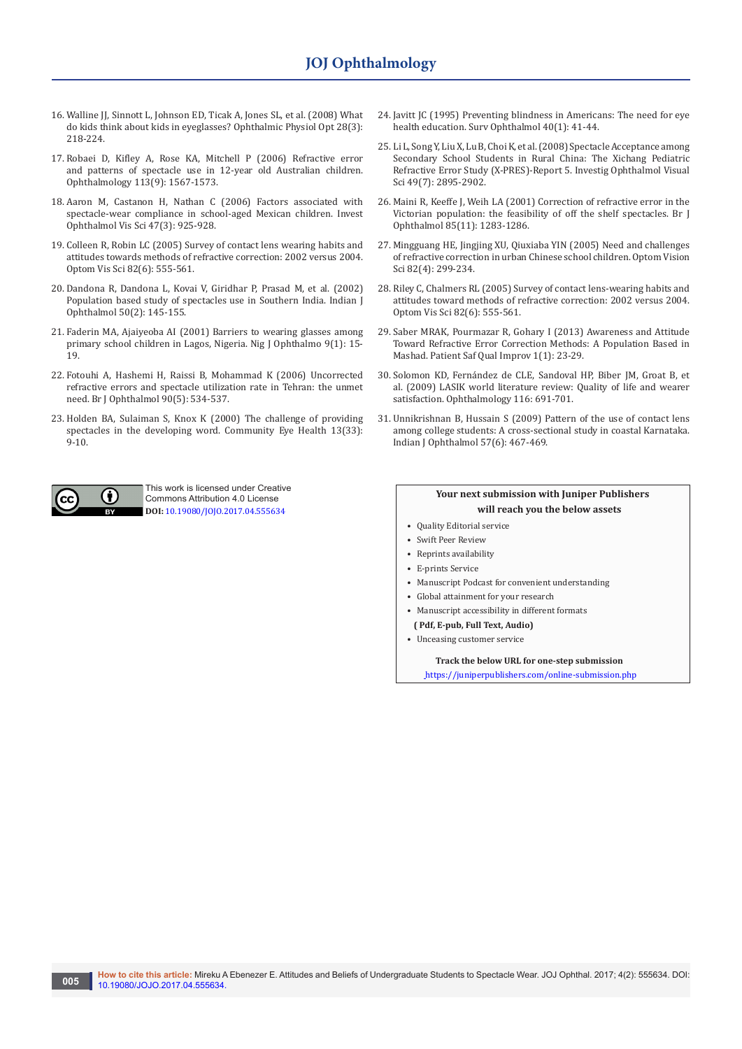16. Walline JJ, Sinnott L, Johnson ED, Ticak A, Jones SL, et al. (2008) What do kids think about kids in eyeglasses? Ophthalmic Physiol Opt 28(3): 218-224.
17. Robaei D, Kifley A, Rose KA, Mitchell P (2006) Refractive error and patterns of spectacle use in 12-year old Australian children. Ophthalmology 113(9): 1567-1573.
18. Aaron M, Castanon H, Nathan C (2006) Factors associated with spectacle-wear compliance in school-aged Mexican children. Invest Ophthalmol Vis Sci 47(3): 925-928.
19. Colleen R, Robin LC (2005) Survey of contact lens wearing habits and attitudes towards methods of refractive correction: 2002 versus 2004. Optom Vis Sci 82(6): 555-561.
20. Dandona R, Dandona L, Kovai V, Giridhar P, Prasad M, et al. (2002) Population based study of spectacles use in Southern India. Indian J Ophthalmol 50(2): 145-155.
21. Faderin MA, Ajaiyeoba AI (2001) Barriers to wearing glasses among primary school children in Lagos, Nigeria. Nig J Ophthalmo 9(1): 15-19.
22. Fotouhi A, Hashemi H, Raissi B, Mohammad K (2006) Uncorrected refractive errors and spectacle utilization rate in Tehran: the unmet need. Br J Ophthalmol 90(5): 534-537.
23. Holden BA, Sulaiman S, Knox K (2000) The challenge of providing spectacles in the developing word. Community Eye Health 13(33): 9-10.
24. Javitt JC (1995) Preventing blindness in Americans: The need for eye health education. Surv Ophthalmol 40(1): 41-44.
25. Li L, Song Y, Liu X, Lu B, Choi K, et al. (2008) Spectacle Acceptance among Secondary School Students in Rural China: The Xichang Pediatric Refractive Error Study (X-PRES)-Report 5. Investig Ophthalmol Visual Sci 49(7): 2895-2902.
26. Maini R, Keeffe J, Weih LA (2001) Correction of refractive error in the Victorian population: the feasibility of off the shelf spectacles. Br J Ophthalmol 85(11): 1283-1286.
27. Mingguang HE, Jingjing XU, Qiuxiaba YIN (2005) Need and challenges of refractive correction in urban Chinese school children. Optom Vision Sci 82(4): 299-234.
28. Riley C, Chalmers RL (2005) Survey of contact lens-wearing habits and attitudes toward methods of refractive correction: 2002 versus 2004. Optom Vis Sci 82(6): 555-561.
29. Saber MRAK, Pourmazar R, Gohary I (2013) Awareness and Attitude Toward Refractive Error Correction Methods: A Population Based in Mashad. Patient Saf Qual Improv 1(1): 23-29.
30. Solomon KD, Fernández de CLE, Sandoval HP, Biber JM, Groat B, et al. (2009) LASIK world literature review: Quality of life and wearer satisfaction. Ophthalmology 116: 691-701.
31. Unnikrishnan B, Hussain S (2009) Pattern of the use of contact lens among college students: A cross-sectional study in coastal Karnataka. Indian J Ophthalmol 57(6): 467-469.

This work is licensed under Creative Commons Attribution 4.0 License
**DOI:** 10.19080/JOJO.2017.04.555634

**Your next submission with Juniper Publishers will reach you the below assets**

- Quality Editorial service
- Swift Peer Review
- Reprints availability
- E-prints Service
- Manuscript Podcast for convenient understanding
- Global attainment for your research
- Manuscript accessibility in different formats

**( Pdf, E-pub, Full Text, Audio)**

- Unceasing customer service

**Track the below URL for one-step submission**

https://juniperpublishers.com/online-submission.php

**How to cite this article:** Mireku A Ebenezer E. Attitudes and Beliefs of Undergraduate Students to Spectacle Wear. JOJ Ophthal. 2017; 4(2): 555634. DOI: 10.19080/JOJO.2017.04.555634.